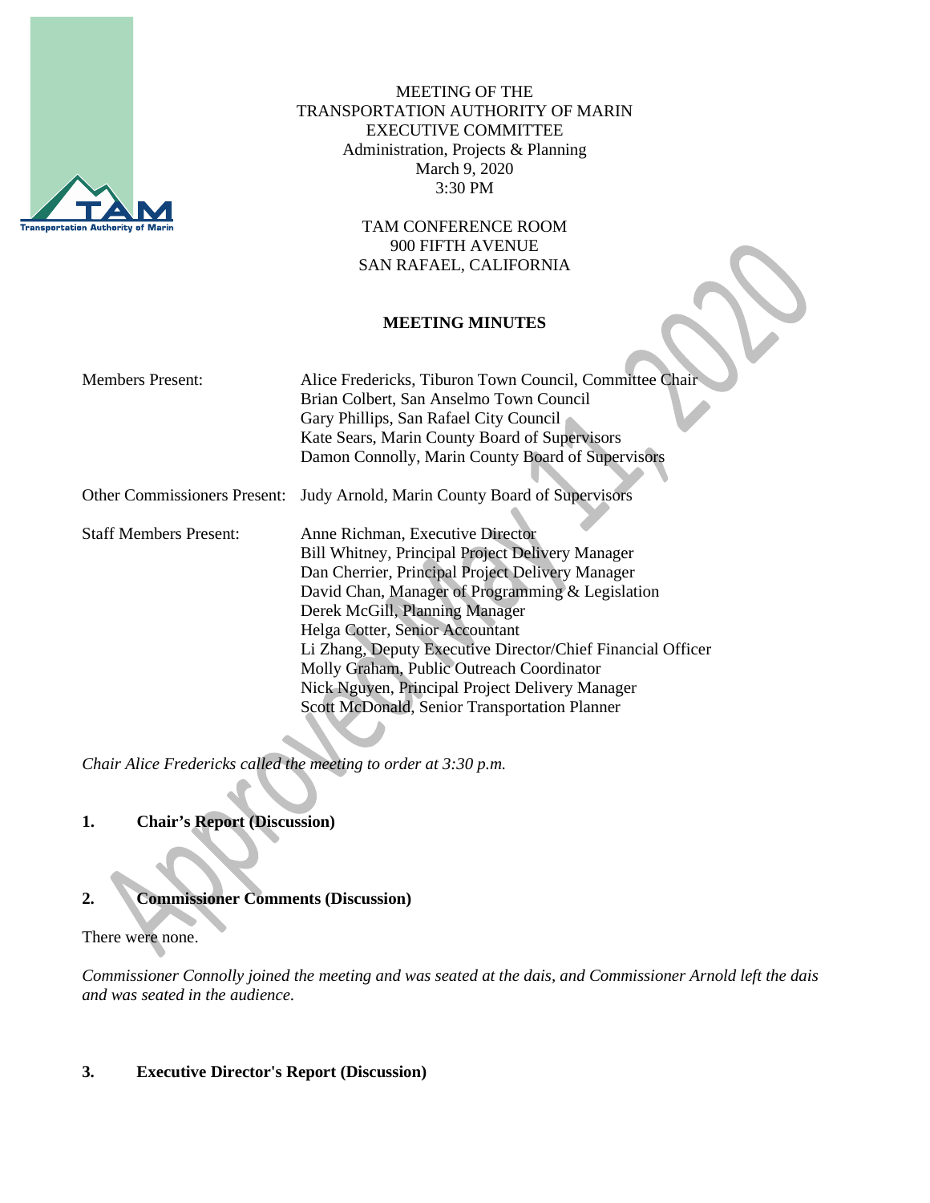MEETING OF THE
TRANSPORTATION AUTHORITY OF MARIN
EXECUTIVE COMMITTEE
Administration, Projects & Planning
March 9, 2020
3:30 PM

TAM CONFERENCE ROOM
900 FIFTH AVENUE
SAN RAFAEL, CALIFORNIA

**MEETING MINUTES**

| | |
|---|---|
| Members Present: | Alice Fredericks, Tiburon Town Council, Committee Chair<br>Brian Colbert, San Anselmo Town Council<br>Gary Phillips, San Rafael City Council<br>Kate Sears, Marin County Board of Supervisors<br>Damon Connolly, Marin County Board of Supervisors |
| Other Commissioners Present: | Judy Arnold, Marin County Board of Supervisors |
| Staff Members Present: | Anne Richman, Executive Director<br>Bill Whitney, Principal Project Delivery Manager<br>Dan Cherrier, Principal Project Delivery Manager<br>David Chan, Manager of Programming & Legislation<br>Derek McGill, Planning Manager<br>Helga Cotter, Senior Accountant<br>Li Zhang, Deputy Executive Director/Chief Financial Officer<br>Molly Graham, Public Outreach Coordinator<br>Nick Nguyen, Principal Project Delivery Manager<br>Scott McDonald, Senior Transportation Planner |

*Chair Alice Fredericks called the meeting to order at 3:30 p.m.*

**1. Chair's Report (Discussion)**

**2. Commissioner Comments (Discussion)**

There were none.

*Commissioner Connolly joined the meeting and was seated at the dais, and Commissioner Arnold left the dais and was seated in the audience.*

**3. Executive Director's Report (Discussion)**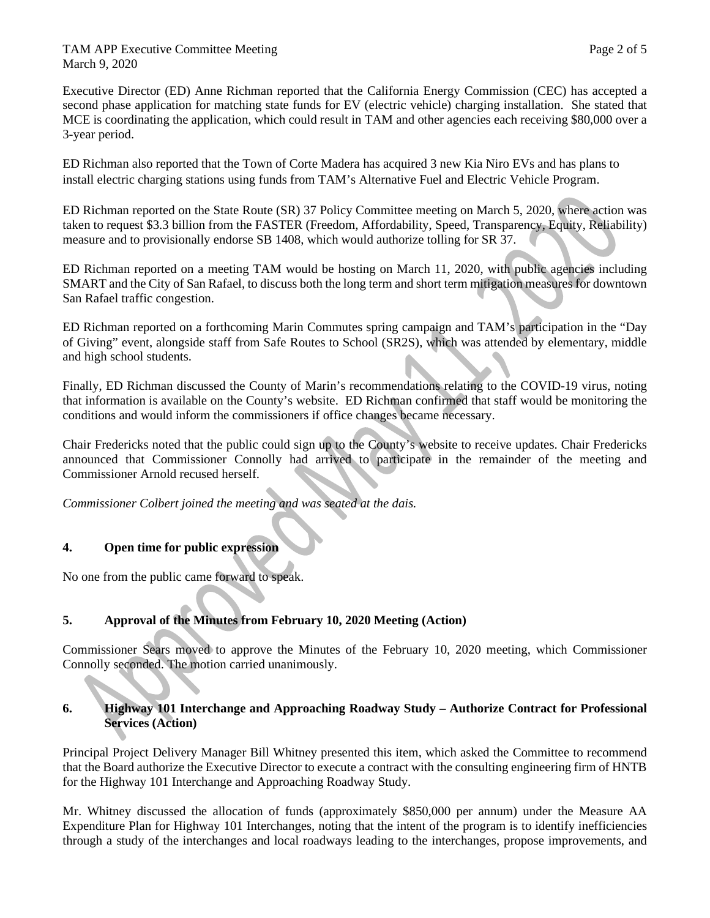Executive Director (ED) Anne Richman reported that the California Energy Commission (CEC) has accepted a second phase application for matching state funds for EV (electric vehicle) charging installation. She stated that MCE is coordinating the application, which could result in TAM and other agencies each receiving $80,000 over a 3-year period.

ED Richman also reported that the Town of Corte Madera has acquired 3 new Kia Niro EVs and has plans to install electric charging stations using funds from TAM's Alternative Fuel and Electric Vehicle Program.

ED Richman reported on the State Route (SR) 37 Policy Committee meeting on March 5, 2020, where action was taken to request $3.3 billion from the FASTER (Freedom, Affordability, Speed, Transparency, Equity, Reliability) measure and to provisionally endorse SB 1408, which would authorize tolling for SR 37.

ED Richman reported on a meeting TAM would be hosting on March 11, 2020, with public agencies including SMART and the City of San Rafael, to discuss both the long term and short term mitigation measures for downtown San Rafael traffic congestion.

ED Richman reported on a forthcoming Marin Commutes spring campaign and TAM's participation in the "Day of Giving" event, alongside staff from Safe Routes to School (SR2S), which was attended by elementary, middle and high school students.

Finally, ED Richman discussed the County of Marin's recommendations relating to the COVID-19 virus, noting that information is available on the County's website. ED Richman confirmed that staff would be monitoring the conditions and would inform the commissioners if office changes became necessary.

Chair Fredericks noted that the public could sign up to the County's website to receive updates. Chair Fredericks announced that Commissioner Connolly had arrived to participate in the remainder of the meeting and Commissioner Arnold recused herself.

*Commissioner Colbert joined the meeting and was seated at the dais.*

## 4. Open time for public expression

No one from the public came forward to speak.

## 5. Approval of the Minutes from February 10, 2020 Meeting (Action)

Commissioner Sears moved to approve the Minutes of the February 10, 2020 meeting, which Commissioner Connolly seconded. The motion carried unanimously.

## 6. Highway 101 Interchange and Approaching Roadway Study – Authorize Contract for Professional Services (Action)

Principal Project Delivery Manager Bill Whitney presented this item, which asked the Committee to recommend that the Board authorize the Executive Director to execute a contract with the consulting engineering firm of HNTB for the Highway 101 Interchange and Approaching Roadway Study.

Mr. Whitney discussed the allocation of funds (approximately $850,000 per annum) under the Measure AA Expenditure Plan for Highway 101 Interchanges, noting that the intent of the program is to identify inefficiencies through a study of the interchanges and local roadways leading to the interchanges, propose improvements, and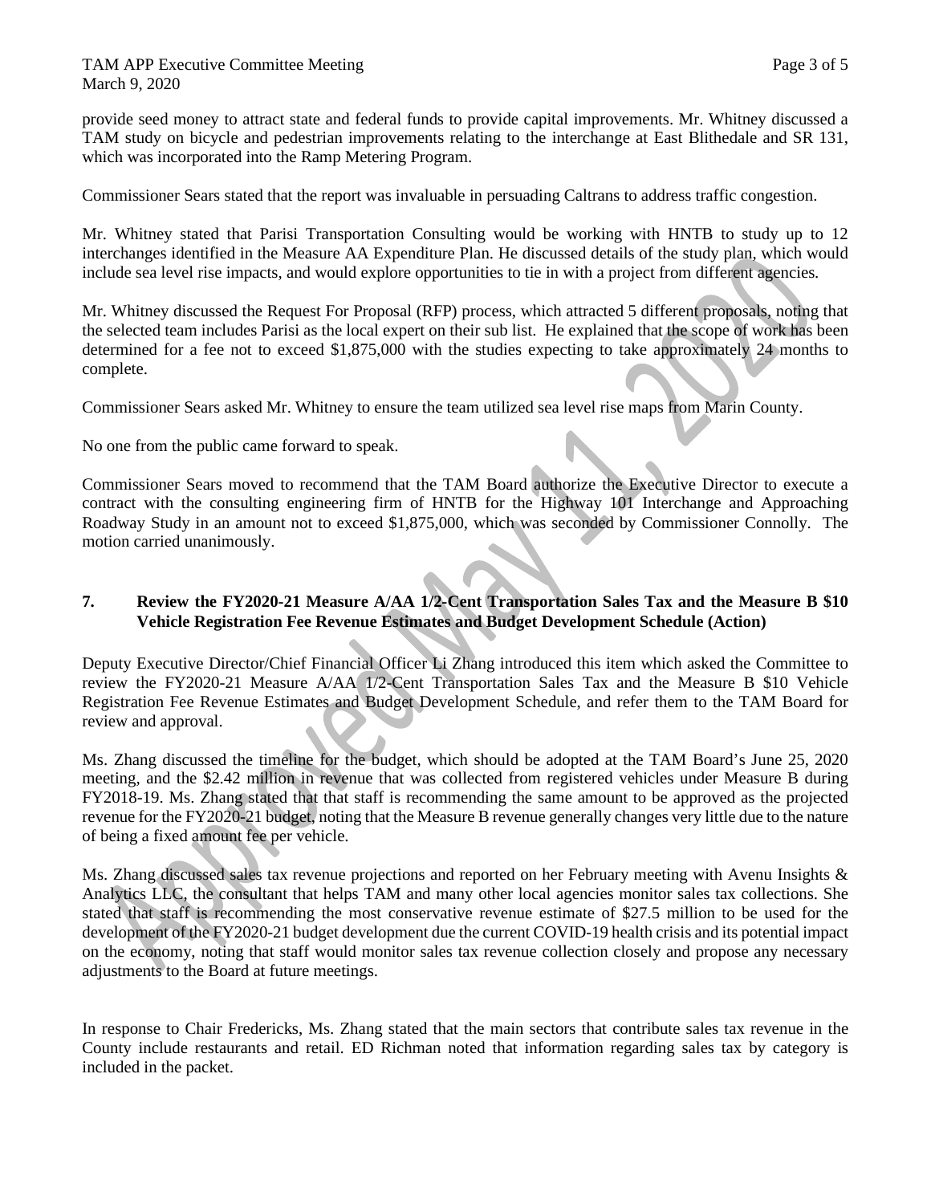provide seed money to attract state and federal funds to provide capital improvements. Mr. Whitney discussed a TAM study on bicycle and pedestrian improvements relating to the interchange at East Blithedale and SR 131, which was incorporated into the Ramp Metering Program.

Commissioner Sears stated that the report was invaluable in persuading Caltrans to address traffic congestion.

Mr. Whitney stated that Parisi Transportation Consulting would be working with HNTB to study up to 12 interchanges identified in the Measure AA Expenditure Plan. He discussed details of the study plan, which would include sea level rise impacts, and would explore opportunities to tie in with a project from different agencies.

Mr. Whitney discussed the Request For Proposal (RFP) process, which attracted 5 different proposals, noting that the selected team includes Parisi as the local expert on their sub list. He explained that the scope of work has been determined for a fee not to exceed $1,875,000 with the studies expecting to take approximately 24 months to complete.

Commissioner Sears asked Mr. Whitney to ensure the team utilized sea level rise maps from Marin County.

No one from the public came forward to speak.

Commissioner Sears moved to recommend that the TAM Board authorize the Executive Director to execute a contract with the consulting engineering firm of HNTB for the Highway 101 Interchange and Approaching Roadway Study in an amount not to exceed $1,875,000, which was seconded by Commissioner Connolly. The motion carried unanimously.

**7. Review the FY2020-21 Measure A/AA 1/2-Cent Transportation Sales Tax and the Measure B $10 Vehicle Registration Fee Revenue Estimates and Budget Development Schedule (Action)**

Deputy Executive Director/Chief Financial Officer Li Zhang introduced this item which asked the Committee to review the FY2020-21 Measure A/AA 1/2-Cent Transportation Sales Tax and the Measure B $10 Vehicle Registration Fee Revenue Estimates and Budget Development Schedule, and refer them to the TAM Board for review and approval.

Ms. Zhang discussed the timeline for the budget, which should be adopted at the TAM Board's June 25, 2020 meeting, and the $2.42 million in revenue that was collected from registered vehicles under Measure B during FY2018-19. Ms. Zhang stated that that staff is recommending the same amount to be approved as the projected revenue for the FY2020-21 budget, noting that the Measure B revenue generally changes very little due to the nature of being a fixed amount fee per vehicle.

Ms. Zhang discussed sales tax revenue projections and reported on her February meeting with Avenu Insights & Analytics LLC, the consultant that helps TAM and many other local agencies monitor sales tax collections. She stated that staff is recommending the most conservative revenue estimate of $27.5 million to be used for the development of the FY2020-21 budget development due the current COVID-19 health crisis and its potential impact on the economy, noting that staff would monitor sales tax revenue collection closely and propose any necessary adjustments to the Board at future meetings.

In response to Chair Fredericks, Ms. Zhang stated that the main sectors that contribute sales tax revenue in the County include restaurants and retail. ED Richman noted that information regarding sales tax by category is included in the packet.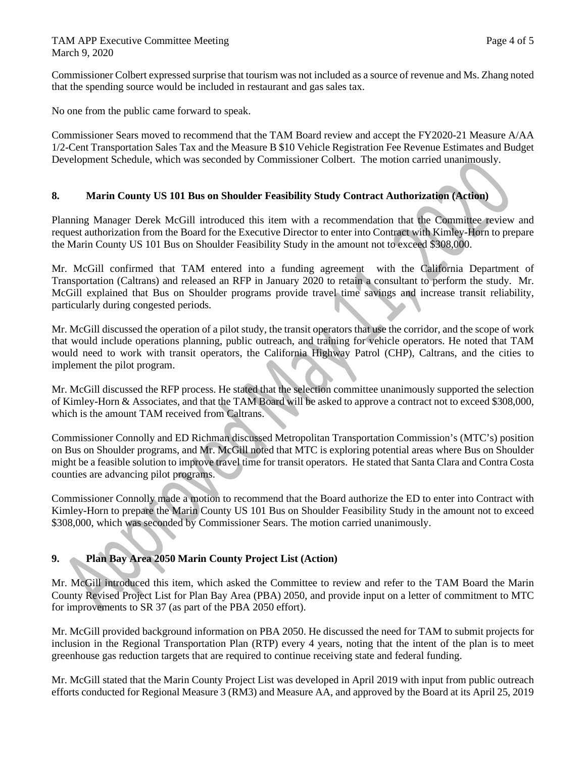Commissioner Colbert expressed surprise that tourism was not included as a source of revenue and Ms. Zhang noted that the spending source would be included in restaurant and gas sales tax.

No one from the public came forward to speak.

Commissioner Sears moved to recommend that the TAM Board review and accept the FY2020-21 Measure A/AA 1/2-Cent Transportation Sales Tax and the Measure B $10 Vehicle Registration Fee Revenue Estimates and Budget Development Schedule, which was seconded by Commissioner Colbert. The motion carried unanimously.

## 8. Marin County US 101 Bus on Shoulder Feasibility Study Contract Authorization (Action)

Planning Manager Derek McGill introduced this item with a recommendation that the Committee review and request authorization from the Board for the Executive Director to enter into Contract with Kimley-Horn to prepare the Marin County US 101 Bus on Shoulder Feasibility Study in the amount not to exceed $308,000.

Mr. McGill confirmed that TAM entered into a funding agreement with the California Department of Transportation (Caltrans) and released an RFP in January 2020 to retain a consultant to perform the study. Mr. McGill explained that Bus on Shoulder programs provide travel time savings and increase transit reliability, particularly during congested periods.

Mr. McGill discussed the operation of a pilot study, the transit operators that use the corridor, and the scope of work that would include operations planning, public outreach, and training for vehicle operators. He noted that TAM would need to work with transit operators, the California Highway Patrol (CHP), Caltrans, and the cities to implement the pilot program.

Mr. McGill discussed the RFP process. He stated that the selection committee unanimously supported the selection of Kimley-Horn & Associates, and that the TAM Board will be asked to approve a contract not to exceed $308,000, which is the amount TAM received from Caltrans.

Commissioner Connolly and ED Richman discussed Metropolitan Transportation Commission's (MTC's) position on Bus on Shoulder programs, and Mr. McGill noted that MTC is exploring potential areas where Bus on Shoulder might be a feasible solution to improve travel time for transit operators. He stated that Santa Clara and Contra Costa counties are advancing pilot programs.

Commissioner Connolly made a motion to recommend that the Board authorize the ED to enter into Contract with Kimley-Horn to prepare the Marin County US 101 Bus on Shoulder Feasibility Study in the amount not to exceed $308,000, which was seconded by Commissioner Sears. The motion carried unanimously.

## 9. Plan Bay Area 2050 Marin County Project List (Action)

Mr. McGill introduced this item, which asked the Committee to review and refer to the TAM Board the Marin County Revised Project List for Plan Bay Area (PBA) 2050, and provide input on a letter of commitment to MTC for improvements to SR 37 (as part of the PBA 2050 effort).

Mr. McGill provided background information on PBA 2050. He discussed the need for TAM to submit projects for inclusion in the Regional Transportation Plan (RTP) every 4 years, noting that the intent of the plan is to meet greenhouse gas reduction targets that are required to continue receiving state and federal funding.

Mr. McGill stated that the Marin County Project List was developed in April 2019 with input from public outreach efforts conducted for Regional Measure 3 (RM3) and Measure AA, and approved by the Board at its April 25, 2019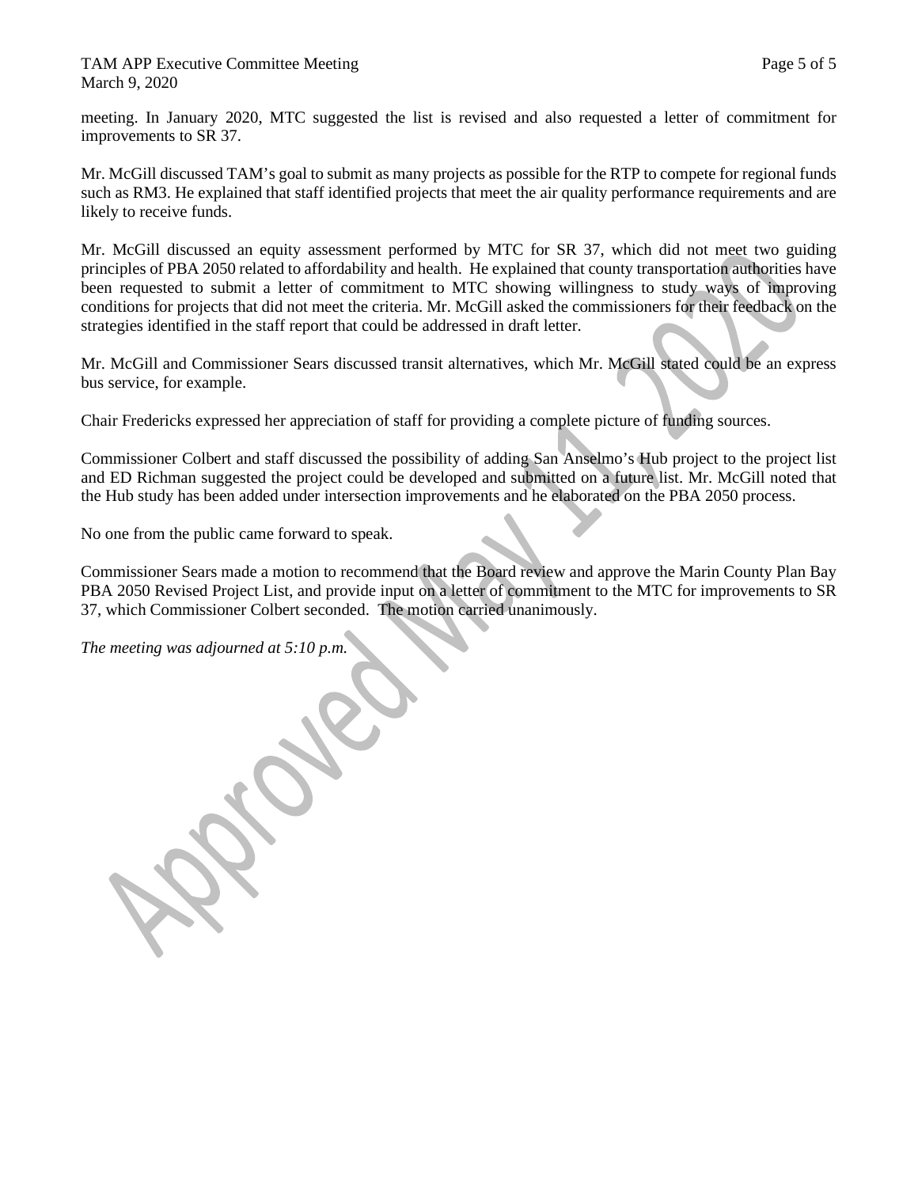meeting. In January 2020, MTC suggested the list is revised and also requested a letter of commitment for improvements to SR 37.

Mr. McGill discussed TAM's goal to submit as many projects as possible for the RTP to compete for regional funds such as RM3. He explained that staff identified projects that meet the air quality performance requirements and are likely to receive funds.

Mr. McGill discussed an equity assessment performed by MTC for SR 37, which did not meet two guiding principles of PBA 2050 related to affordability and health. He explained that county transportation authorities have been requested to submit a letter of commitment to MTC showing willingness to study ways of improving conditions for projects that did not meet the criteria. Mr. McGill asked the commissioners for their feedback on the strategies identified in the staff report that could be addressed in draft letter.

Mr. McGill and Commissioner Sears discussed transit alternatives, which Mr. McGill stated could be an express bus service, for example.

Chair Fredericks expressed her appreciation of staff for providing a complete picture of funding sources.

Commissioner Colbert and staff discussed the possibility of adding San Anselmo's Hub project to the project list and ED Richman suggested the project could be developed and submitted on a future list. Mr. McGill noted that the Hub study has been added under intersection improvements and he elaborated on the PBA 2050 process.

No one from the public came forward to speak.

Commissioner Sears made a motion to recommend that the Board review and approve the Marin County Plan Bay PBA 2050 Revised Project List, and provide input on a letter of commitment to the MTC for improvements to SR 37, which Commissioner Colbert seconded. The motion carried unanimously.

*The meeting was adjourned at 5:10 p.m.*

Approved May 11, 2020